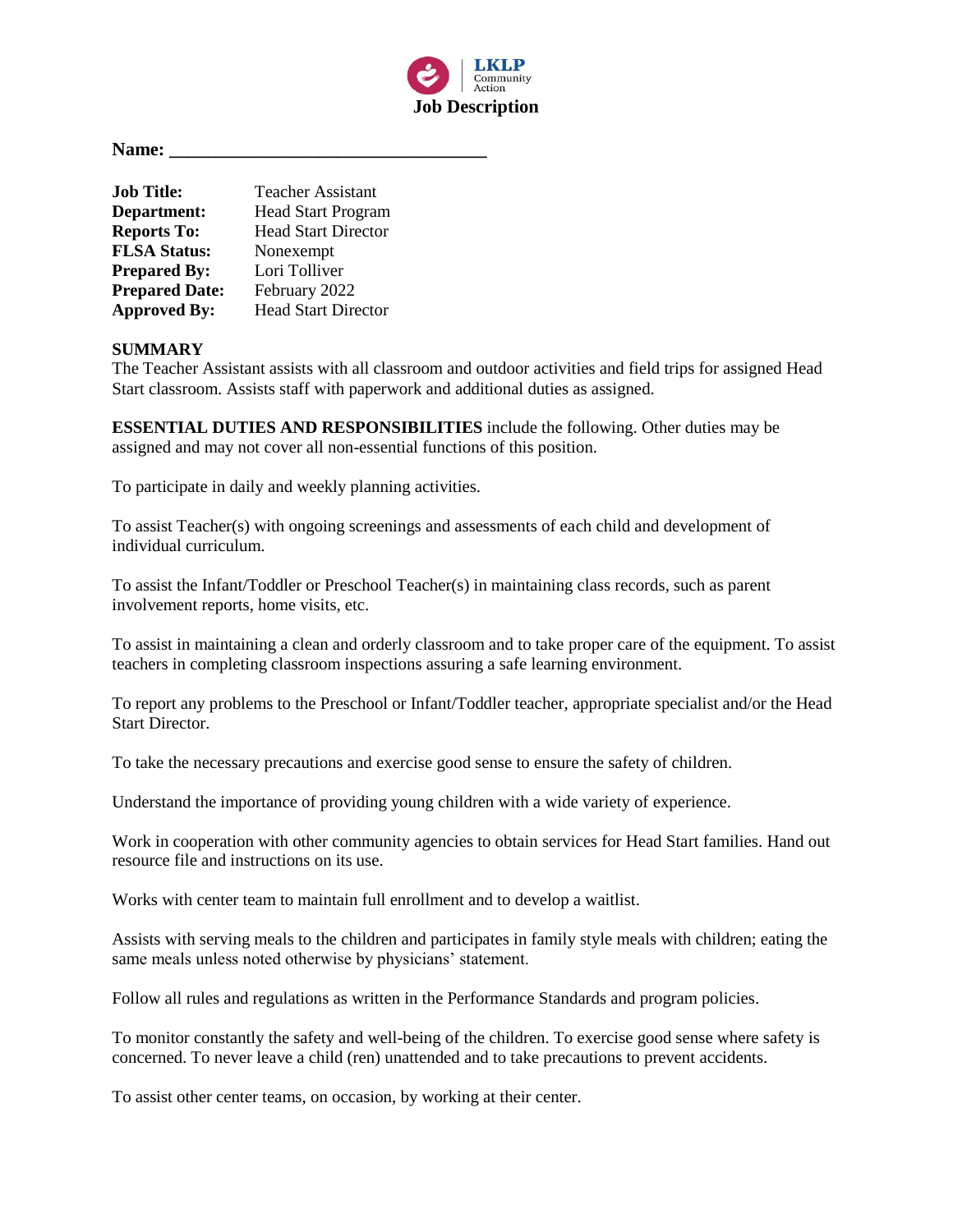LKLP Community Action

# Job Description

**Name:** ________________________________

| | |
|---|---|
| **Job Title:** | Teacher Assistant |
| **Department:** | Head Start Program |
| **Reports To:** | Head Start Director |
| **FLSA Status:** | Nonexempt |
| **Prepared By:** | Lori Tolliver |
| **Prepared Date:** | February 2022 |
| **Approved By:** | Head Start Director |

**SUMMARY**

The Teacher Assistant assists with all classroom and outdoor activities and field trips for assigned Head Start classroom. Assists staff with paperwork and additional duties as assigned.

**ESSENTIAL DUTIES AND RESPONSIBILITIES** include the following. Other duties may be assigned and may not cover all non-essential functions of this position.

To participate in daily and weekly planning activities.

To assist Teacher(s) with ongoing screenings and assessments of each child and development of individual curriculum.

To assist the Infant/Toddler or Preschool Teacher(s) in maintaining class records, such as parent involvement reports, home visits, etc.

To assist in maintaining a clean and orderly classroom and to take proper care of the equipment. To assist teachers in completing classroom inspections assuring a safe learning environment.

To report any problems to the Preschool or Infant/Toddler teacher, appropriate specialist and/or the Head Start Director.

To take the necessary precautions and exercise good sense to ensure the safety of children.

Understand the importance of providing young children with a wide variety of experience.

Work in cooperation with other community agencies to obtain services for Head Start families. Hand out resource file and instructions on its use.

Works with center team to maintain full enrollment and to develop a waitlist.

Assists with serving meals to the children and participates in family style meals with children; eating the same meals unless noted otherwise by physicians' statement.

Follow all rules and regulations as written in the Performance Standards and program policies.

To monitor constantly the safety and well-being of the children. To exercise good sense where safety is concerned. To never leave a child (ren) unattended and to take precautions to prevent accidents.

To assist other center teams, on occasion, by working at their center.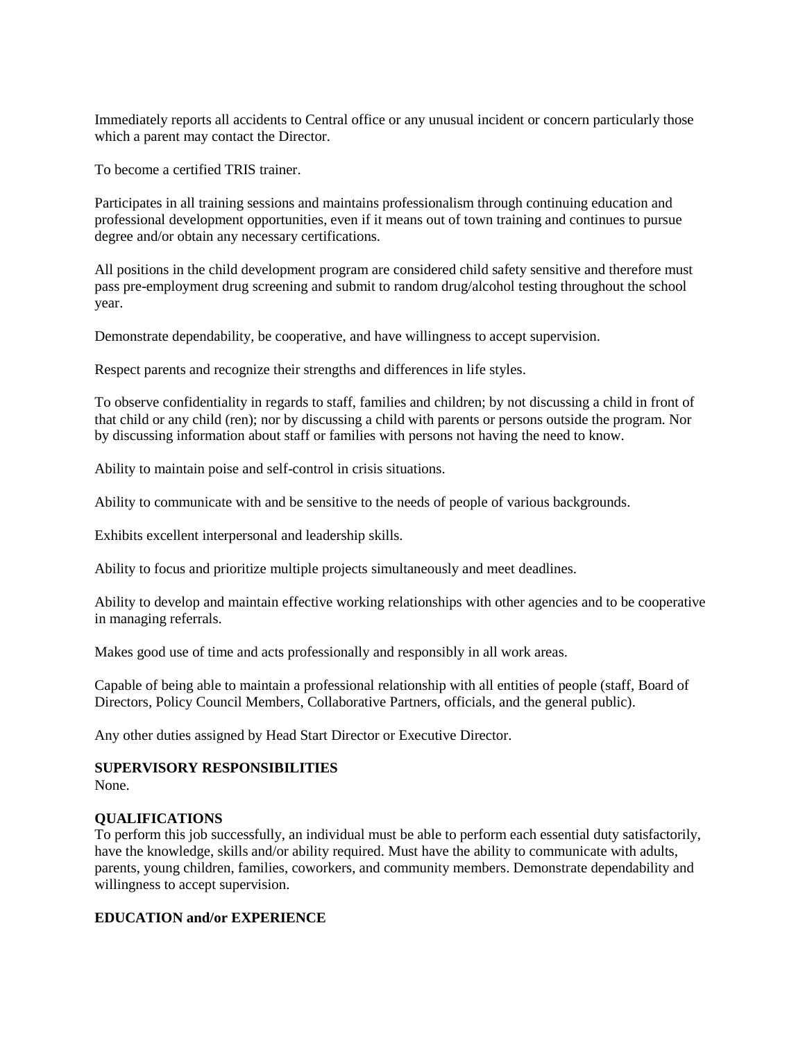Immediately reports all accidents to Central office or any unusual incident or concern particularly those which a parent may contact the Director.

To become a certified TRIS trainer.

Participates in all training sessions and maintains professionalism through continuing education and professional development opportunities, even if it means out of town training and continues to pursue degree and/or obtain any necessary certifications.

All positions in the child development program are considered child safety sensitive and therefore must pass pre-employment drug screening and submit to random drug/alcohol testing throughout the school year.

Demonstrate dependability, be cooperative, and have willingness to accept supervision.

Respect parents and recognize their strengths and differences in life styles.

To observe confidentiality in regards to staff, families and children; by not discussing a child in front of that child or any child (ren); nor by discussing a child with parents or persons outside the program. Nor by discussing information about staff or families with persons not having the need to know.

Ability to maintain poise and self-control in crisis situations.

Ability to communicate with and be sensitive to the needs of people of various backgrounds.

Exhibits excellent interpersonal and leadership skills.

Ability to focus and prioritize multiple projects simultaneously and meet deadlines.

Ability to develop and maintain effective working relationships with other agencies and to be cooperative in managing referrals.

Makes good use of time and acts professionally and responsibly in all work areas.

Capable of being able to maintain a professional relationship with all entities of people (staff, Board of Directors, Policy Council Members, Collaborative Partners, officials, and the general public).

Any other duties assigned by Head Start Director or Executive Director.

**SUPERVISORY RESPONSIBILITIES**

None.

**QUALIFICATIONS**

To perform this job successfully, an individual must be able to perform each essential duty satisfactorily, have the knowledge, skills and/or ability required. Must have the ability to communicate with adults, parents, young children, families, coworkers, and community members. Demonstrate dependability and willingness to accept supervision.

**EDUCATION and/or EXPERIENCE**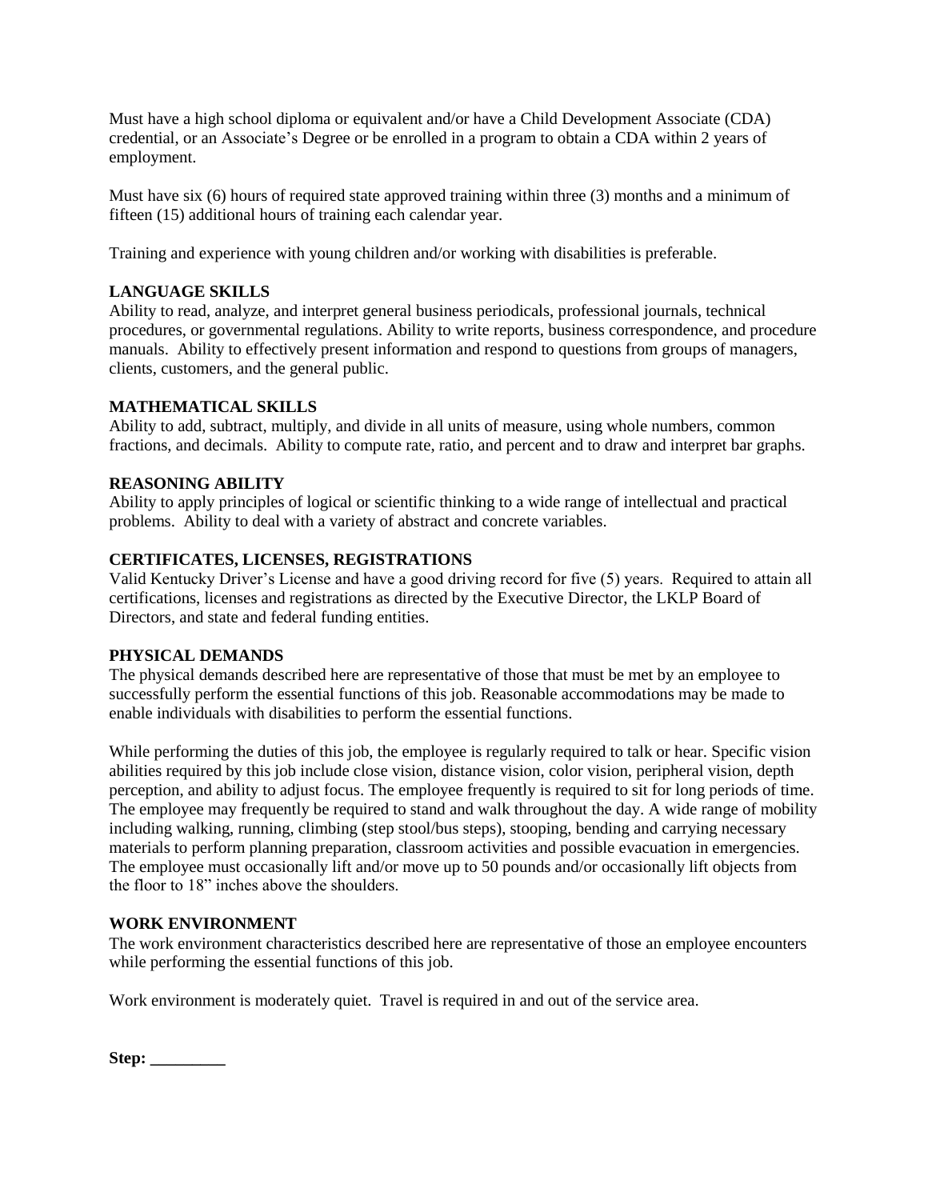Must have a high school diploma or equivalent and/or have a Child Development Associate (CDA) credential, or an Associate's Degree or be enrolled in a program to obtain a CDA within 2 years of employment.

Must have six (6) hours of required state approved training within three (3) months and a minimum of fifteen (15) additional hours of training each calendar year.

Training and experience with young children and/or working with disabilities is preferable.

**LANGUAGE SKILLS**

Ability to read, analyze, and interpret general business periodicals, professional journals, technical procedures, or governmental regulations. Ability to write reports, business correspondence, and procedure manuals. Ability to effectively present information and respond to questions from groups of managers, clients, customers, and the general public.

**MATHEMATICAL SKILLS**

Ability to add, subtract, multiply, and divide in all units of measure, using whole numbers, common fractions, and decimals. Ability to compute rate, ratio, and percent and to draw and interpret bar graphs.

**REASONING ABILITY**

Ability to apply principles of logical or scientific thinking to a wide range of intellectual and practical problems. Ability to deal with a variety of abstract and concrete variables.

**CERTIFICATES, LICENSES, REGISTRATIONS**

Valid Kentucky Driver's License and have a good driving record for five (5) years. Required to attain all certifications, licenses and registrations as directed by the Executive Director, the LKLP Board of Directors, and state and federal funding entities.

**PHYSICAL DEMANDS**

The physical demands described here are representative of those that must be met by an employee to successfully perform the essential functions of this job. Reasonable accommodations may be made to enable individuals with disabilities to perform the essential functions.

While performing the duties of this job, the employee is regularly required to talk or hear. Specific vision abilities required by this job include close vision, distance vision, color vision, peripheral vision, depth perception, and ability to adjust focus. The employee frequently is required to sit for long periods of time. The employee may frequently be required to stand and walk throughout the day. A wide range of mobility including walking, running, climbing (step stool/bus steps), stooping, bending and carrying necessary materials to perform planning preparation, classroom activities and possible evacuation in emergencies. The employee must occasionally lift and/or move up to 50 pounds and/or occasionally lift objects from the floor to 18" inches above the shoulders.

**WORK ENVIRONMENT**

The work environment characteristics described here are representative of those an employee encounters while performing the essential functions of this job.

Work environment is moderately quiet. Travel is required in and out of the service area.

**Step: _________**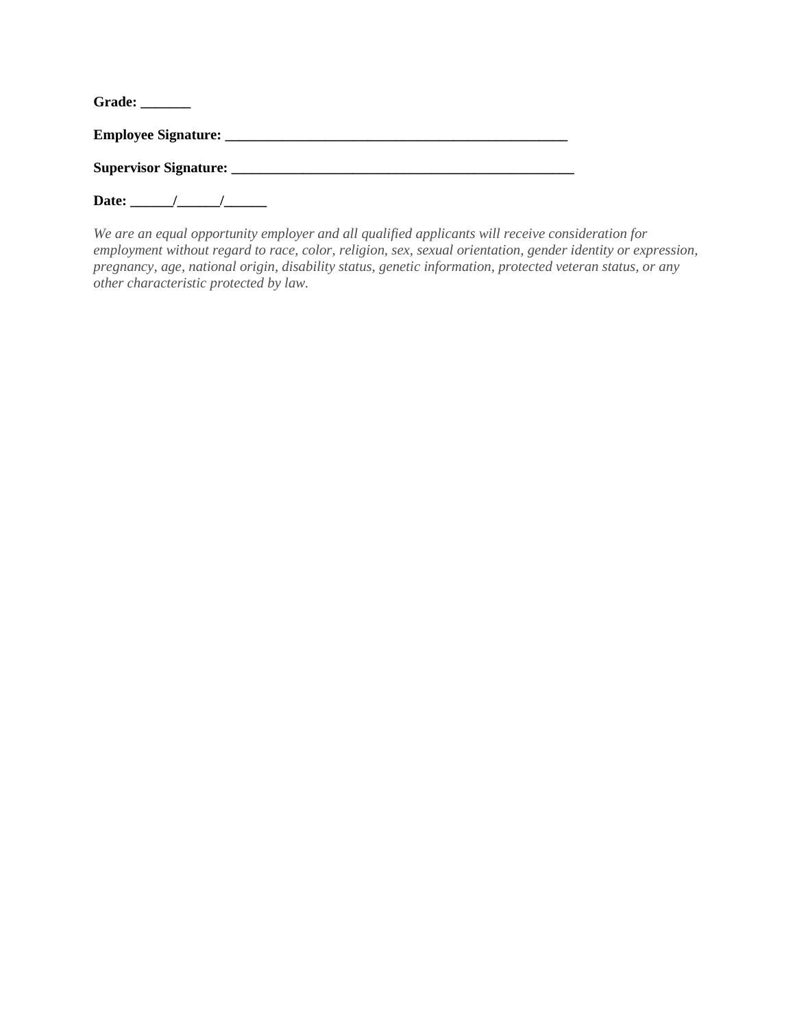**Grade: _______**

**Employee Signature: __________________________________________________**

**Supervisor Signature: __________________________________________________**

**Date: ______/______/______**

*We are an equal opportunity employer and all qualified applicants will receive consideration for employment without regard to race, color, religion, sex, sexual orientation, gender identity or expression, pregnancy, age, national origin, disability status, genetic information, protected veteran status, or any other characteristic protected by law.*